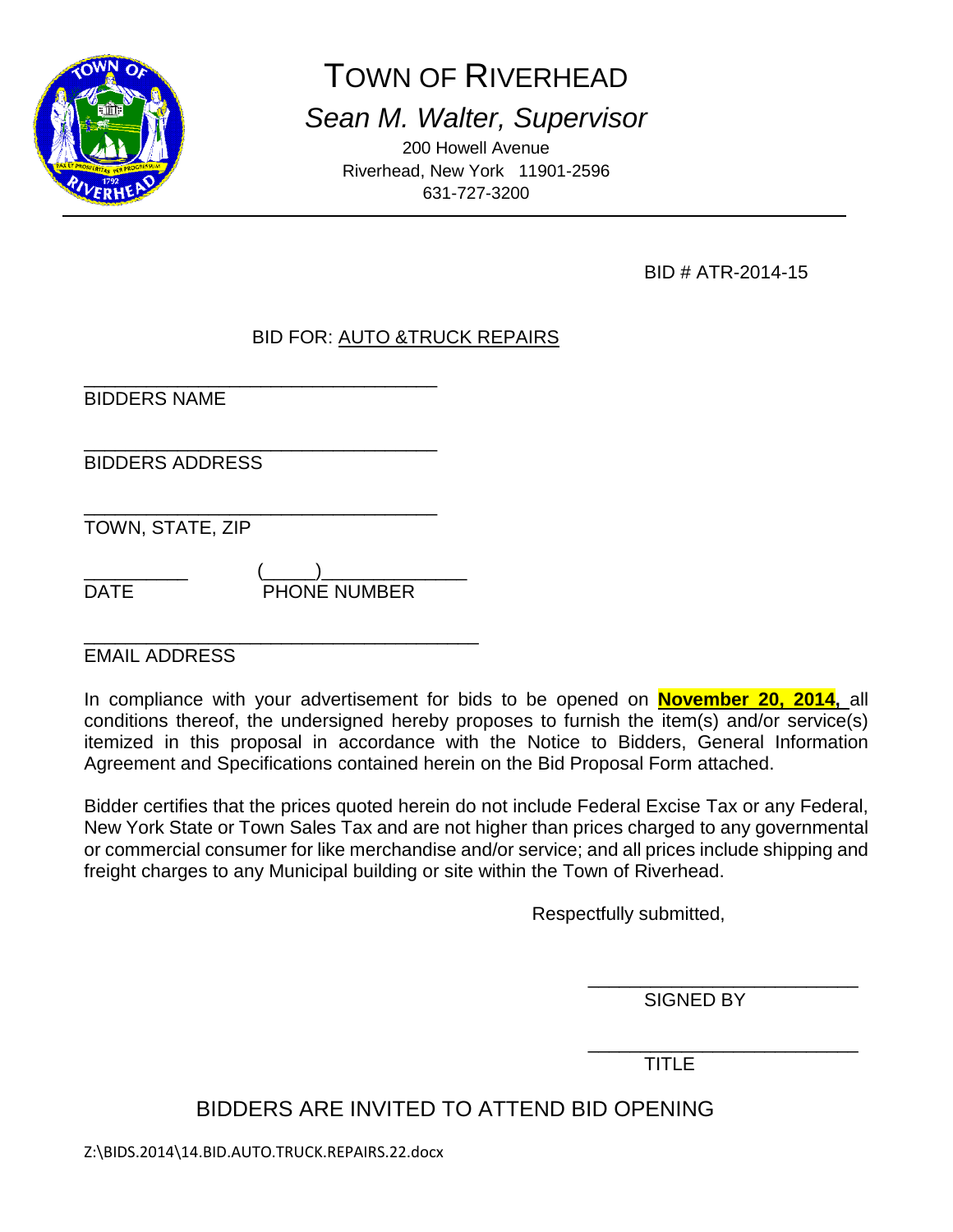# TOWN OF RIVERHEAD

*Sean M. Walter, Supervisor*

200 Howell Avenue
Riverhead, New York 11901-2596
631-727-3200

BID # ATR-2014-15

BID FOR: AUTO &TRUCK REPAIRS

___________________________________
BIDDERS NAME

___________________________________
BIDDERS ADDRESS

___________________________________
TOWN, STATE, ZIP

__________ (_____)______________
DATE PHONE NUMBER

_______________________________________
EMAIL ADDRESS

In compliance with your advertisement for bids to be opened on **November 20, 2014,** all conditions thereof, the undersigned hereby proposes to furnish the item(s) and/or service(s) itemized in this proposal in accordance with the Notice to Bidders, General Information Agreement and Specifications contained herein on the Bid Proposal Form attached.

Bidder certifies that the prices quoted herein do not include Federal Excise Tax or any Federal, New York State or Town Sales Tax and are not higher than prices charged to any governmental or commercial consumer for like merchandise and/or service; and all prices include shipping and freight charges to any Municipal building or site within the Town of Riverhead.

Respectfully submitted,

___________________________
SIGNED BY

___________________________
TITLE

BIDDERS ARE INVITED TO ATTEND BID OPENING

Z:\BIDS.2014\14.BID.AUTO.TRUCK.REPAIRS.22.docx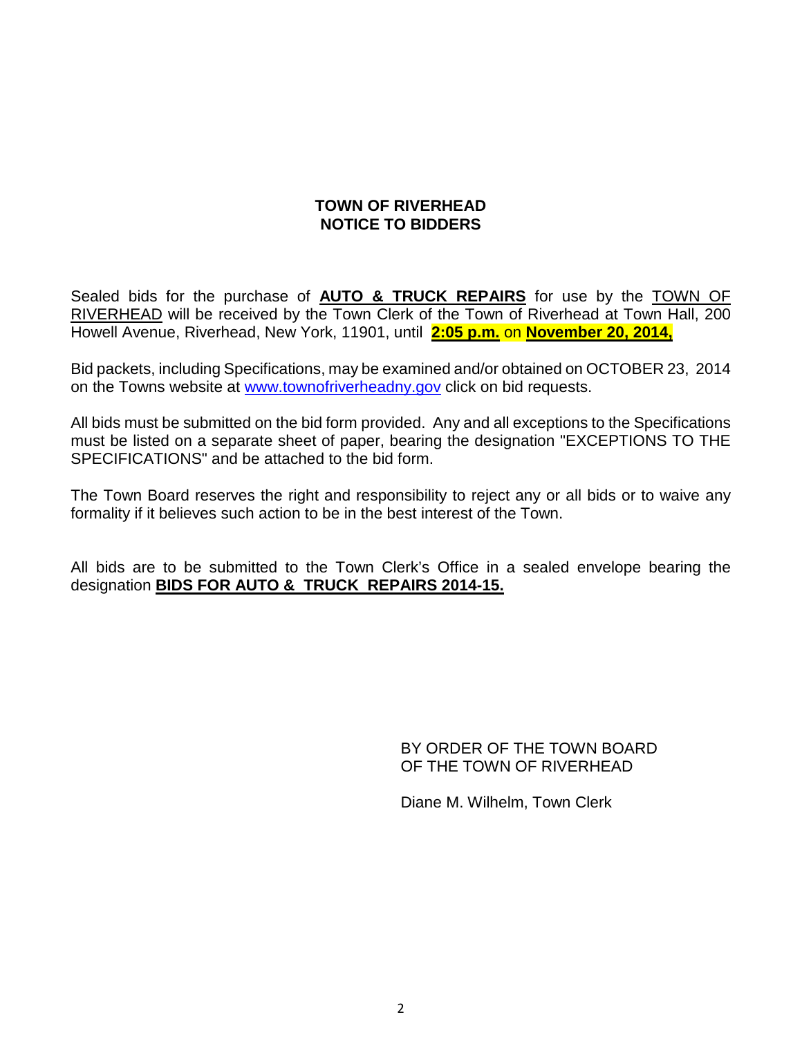# TOWN OF RIVERHEAD
# NOTICE TO BIDDERS

Sealed bids for the purchase of **AUTO & TRUCK REPAIRS** for use by the TOWN OF RIVERHEAD will be received by the Town Clerk of the Town of Riverhead at Town Hall, 200 Howell Avenue, Riverhead, New York, 11901, until **2:05 p.m.** on **November 20, 2014,**

Bid packets, including Specifications, may be examined and/or obtained on OCTOBER 23, 2014 on the Towns website at www.townofriverheadny.gov click on bid requests.

All bids must be submitted on the bid form provided. Any and all exceptions to the Specifications must be listed on a separate sheet of paper, bearing the designation "EXCEPTIONS TO THE SPECIFICATIONS" and be attached to the bid form.

The Town Board reserves the right and responsibility to reject any or all bids or to waive any formality if it believes such action to be in the best interest of the Town.

All bids are to be submitted to the Town Clerk's Office in a sealed envelope bearing the designation **BIDS FOR AUTO & TRUCK REPAIRS 2014-15.**

BY ORDER OF THE TOWN BOARD
OF THE TOWN OF RIVERHEAD

Diane M. Wilhelm, Town Clerk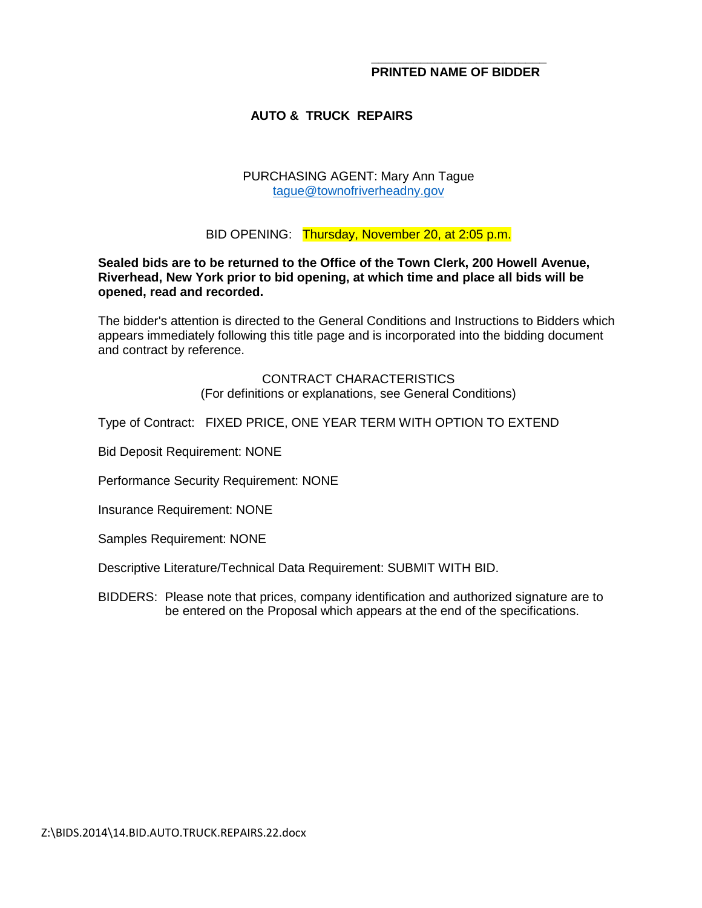\_\_\_\_\_\_\_\_\_\_\_\_\_\_\_\_\_\_\_\_\_\_\_\_\_\_\_

**PRINTED NAME OF BIDDER**

# AUTO & TRUCK REPAIRS

PURCHASING AGENT: Mary Ann Tague
tague@townofriverheadny.gov

BID OPENING: Thursday, November 20, at 2:05 p.m.

**Sealed bids are to be returned to the Office of the Town Clerk, 200 Howell Avenue, Riverhead, New York prior to bid opening, at which time and place all bids will be opened, read and recorded.**

The bidder's attention is directed to the General Conditions and Instructions to Bidders which appears immediately following this title page and is incorporated into the bidding document and contract by reference.

CONTRACT CHARACTERISTICS
(For definitions or explanations, see General Conditions)

Type of Contract: FIXED PRICE, ONE YEAR TERM WITH OPTION TO EXTEND

Bid Deposit Requirement: NONE

Performance Security Requirement: NONE

Insurance Requirement: NONE

Samples Requirement: NONE

Descriptive Literature/Technical Data Requirement: SUBMIT WITH BID.

BIDDERS: Please note that prices, company identification and authorized signature are to be entered on the Proposal which appears at the end of the specifications.

Z:\BIDS.2014\14.BID.AUTO.TRUCK.REPAIRS.22.docx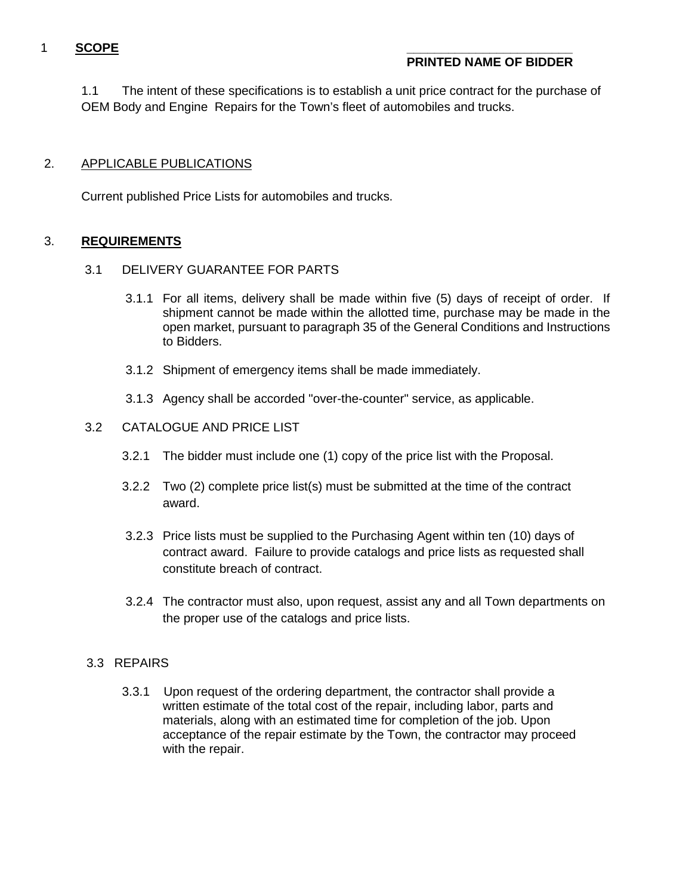## 1 **SCOPE**

\_\_\_\_\_\_\_\_\_\_\_\_\_\_\_\_\_\_\_\_\_\_\_\_\_

**PRINTED NAME OF BIDDER**

1.1 The intent of these specifications is to establish a unit price contract for the purchase of OEM Body and Engine Repairs for the Town's fleet of automobiles and trucks.

## 2. APPLICABLE PUBLICATIONS

Current published Price Lists for automobiles and trucks.

## 3. **REQUIREMENTS**

### 3.1 DELIVERY GUARANTEE FOR PARTS

3.1.1 For all items, delivery shall be made within five (5) days of receipt of order. If shipment cannot be made within the allotted time, purchase may be made in the open market, pursuant to paragraph 35 of the General Conditions and Instructions to Bidders.

3.1.2 Shipment of emergency items shall be made immediately.

3.1.3 Agency shall be accorded "over-the-counter" service, as applicable.

### 3.2 CATALOGUE AND PRICE LIST

3.2.1 The bidder must include one (1) copy of the price list with the Proposal.

3.2.2 Two (2) complete price list(s) must be submitted at the time of the contract award.

3.2.3 Price lists must be supplied to the Purchasing Agent within ten (10) days of contract award. Failure to provide catalogs and price lists as requested shall constitute breach of contract.

3.2.4 The contractor must also, upon request, assist any and all Town departments on the proper use of the catalogs and price lists.

### 3.3 REPAIRS

3.3.1 Upon request of the ordering department, the contractor shall provide a written estimate of the total cost of the repair, including labor, parts and materials, along with an estimated time for completion of the job. Upon acceptance of the repair estimate by the Town, the contractor may proceed with the repair.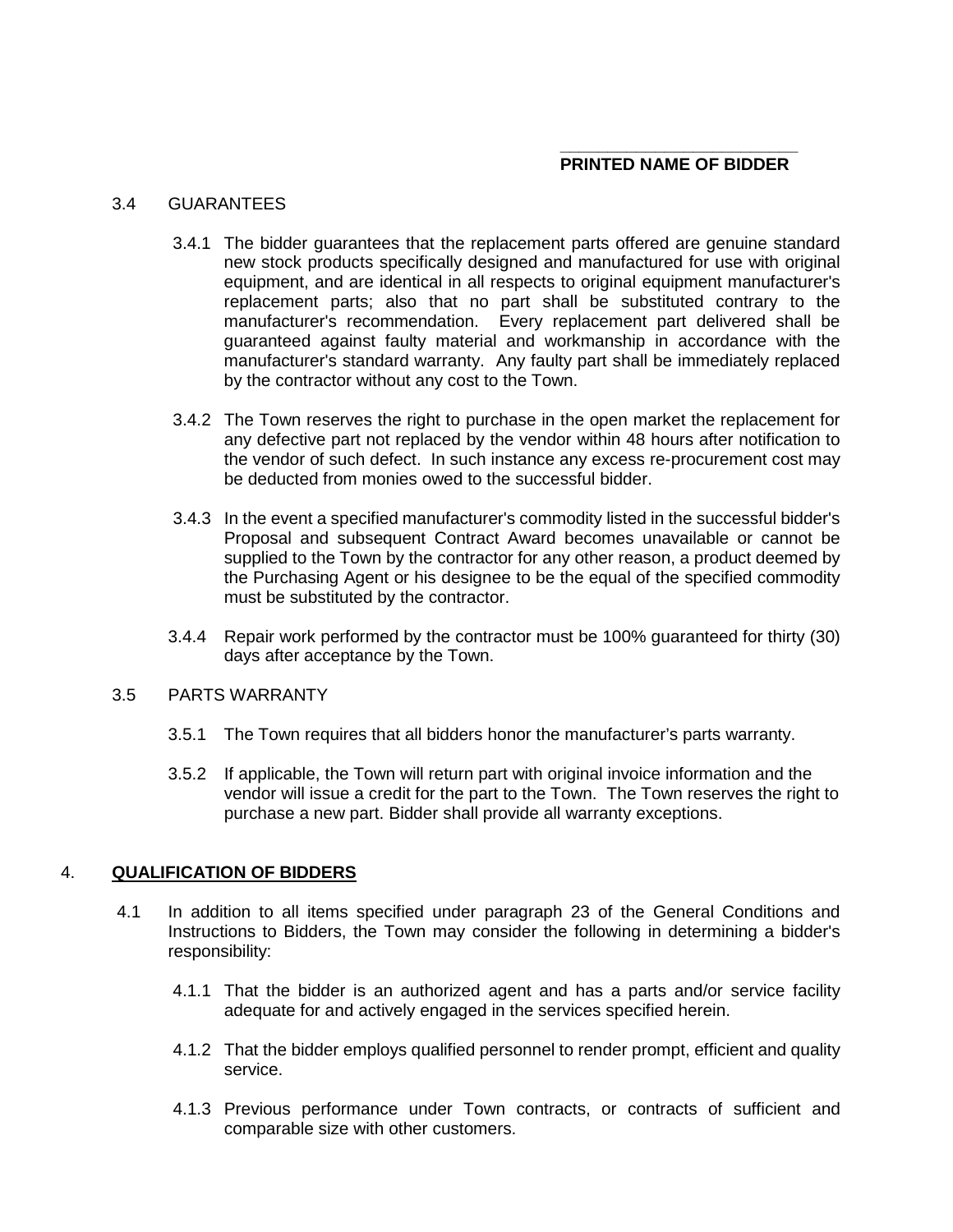\_\_\_\_\_\_\_\_\_\_\_\_\_\_\_\_\_\_\_\_\_\_\_\_\_\_

**PRINTED NAME OF BIDDER**

3.4 GUARANTEES

3.4.1 The bidder guarantees that the replacement parts offered are genuine standard new stock products specifically designed and manufactured for use with original equipment, and are identical in all respects to original equipment manufacturer's replacement parts; also that no part shall be substituted contrary to the manufacturer's recommendation. Every replacement part delivered shall be guaranteed against faulty material and workmanship in accordance with the manufacturer's standard warranty. Any faulty part shall be immediately replaced by the contractor without any cost to the Town.

3.4.2 The Town reserves the right to purchase in the open market the replacement for any defective part not replaced by the vendor within 48 hours after notification to the vendor of such defect. In such instance any excess re-procurement cost may be deducted from monies owed to the successful bidder.

3.4.3 In the event a specified manufacturer's commodity listed in the successful bidder's Proposal and subsequent Contract Award becomes unavailable or cannot be supplied to the Town by the contractor for any other reason, a product deemed by the Purchasing Agent or his designee to be the equal of the specified commodity must be substituted by the contractor.

3.4.4 Repair work performed by the contractor must be 100% guaranteed for thirty (30) days after acceptance by the Town.

3.5 PARTS WARRANTY

3.5.1 The Town requires that all bidders honor the manufacturer's parts warranty.

3.5.2 If applicable, the Town will return part with original invoice information and the vendor will issue a credit for the part to the Town. The Town reserves the right to purchase a new part. Bidder shall provide all warranty exceptions.

4. **<u>QUALIFICATION OF BIDDERS</u>**

4.1 In addition to all items specified under paragraph 23 of the General Conditions and Instructions to Bidders, the Town may consider the following in determining a bidder's responsibility:

4.1.1 That the bidder is an authorized agent and has a parts and/or service facility adequate for and actively engaged in the services specified herein.

4.1.2 That the bidder employs qualified personnel to render prompt, efficient and quality service.

4.1.3 Previous performance under Town contracts, or contracts of sufficient and comparable size with other customers.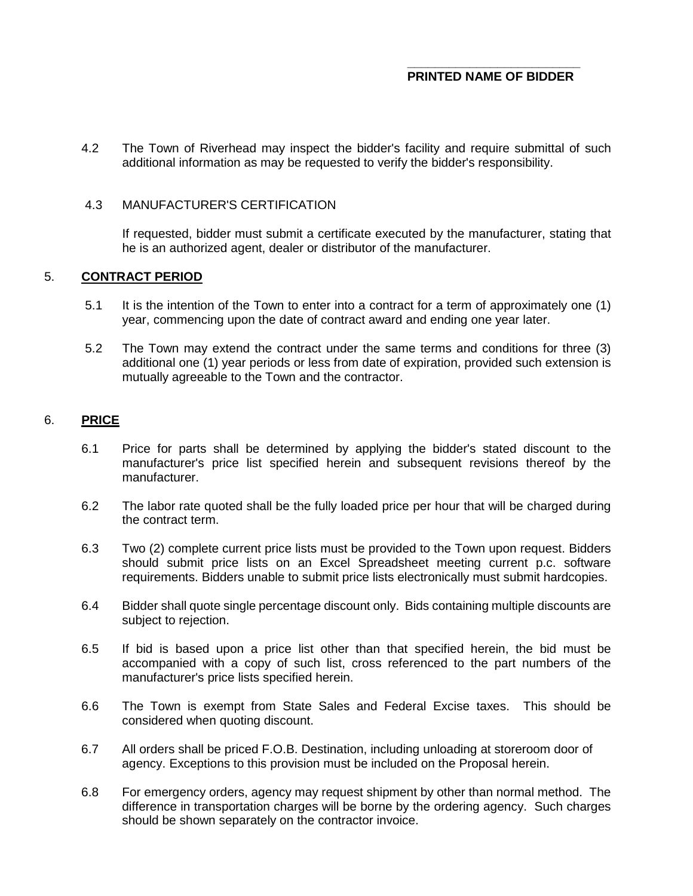\_\_\_\_\_\_\_\_\_\_\_\_\_\_\_\_\_\_\_\_\_\_\_\_\_\_\_
**PRINTED NAME OF BIDDER**

4.2 The Town of Riverhead may inspect the bidder's facility and require submittal of such additional information as may be requested to verify the bidder's responsibility.

4.3 MANUFACTURER'S CERTIFICATION

If requested, bidder must submit a certificate executed by the manufacturer, stating that he is an authorized agent, dealer or distributor of the manufacturer.

5. **CONTRACT PERIOD**

5.1 It is the intention of the Town to enter into a contract for a term of approximately one (1) year, commencing upon the date of contract award and ending one year later.

5.2 The Town may extend the contract under the same terms and conditions for three (3) additional one (1) year periods or less from date of expiration, provided such extension is mutually agreeable to the Town and the contractor.

6. **PRICE**

6.1 Price for parts shall be determined by applying the bidder's stated discount to the manufacturer's price list specified herein and subsequent revisions thereof by the manufacturer.

6.2 The labor rate quoted shall be the fully loaded price per hour that will be charged during the contract term.

6.3 Two (2) complete current price lists must be provided to the Town upon request. Bidders should submit price lists on an Excel Spreadsheet meeting current p.c. software requirements. Bidders unable to submit price lists electronically must submit hardcopies.

6.4 Bidder shall quote single percentage discount only. Bids containing multiple discounts are subject to rejection.

6.5 If bid is based upon a price list other than that specified herein, the bid must be accompanied with a copy of such list, cross referenced to the part numbers of the manufacturer's price lists specified herein.

6.6 The Town is exempt from State Sales and Federal Excise taxes. This should be considered when quoting discount.

6.7 All orders shall be priced F.O.B. Destination, including unloading at storeroom door of agency. Exceptions to this provision must be included on the Proposal herein.

6.8 For emergency orders, agency may request shipment by other than normal method. The difference in transportation charges will be borne by the ordering agency. Such charges should be shown separately on the contractor invoice.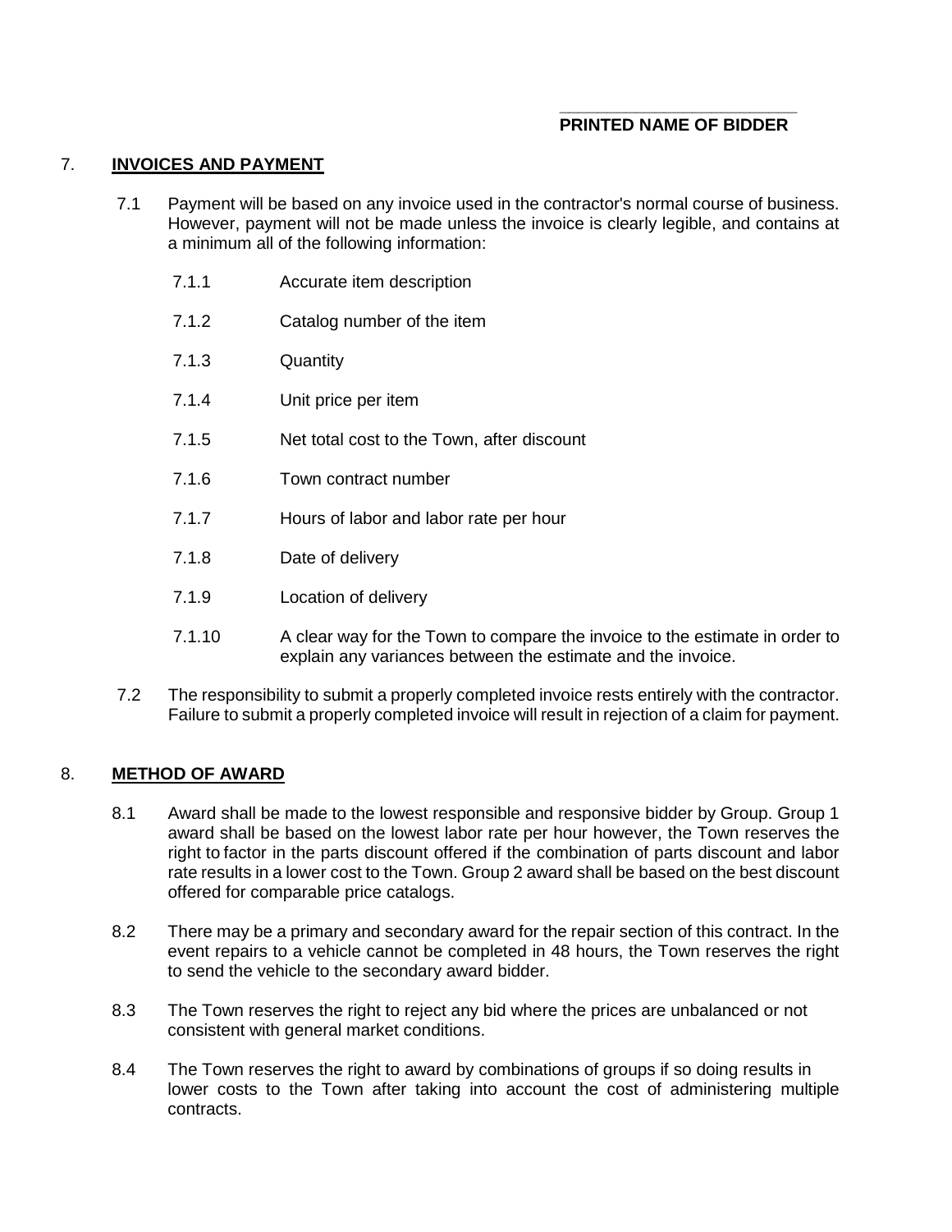\_\_\_\_\_\_\_\_\_\_\_\_\_\_\_\_\_\_\_\_\_\_\_\_\_\_\_

**PRINTED NAME OF BIDDER**

7. **INVOICES AND PAYMENT**

7.1 Payment will be based on any invoice used in the contractor's normal course of business. However, payment will not be made unless the invoice is clearly legible, and contains at a minimum all of the following information:

7.1.1 Accurate item description

7.1.2 Catalog number of the item

7.1.3 Quantity

7.1.4 Unit price per item

7.1.5 Net total cost to the Town, after discount

7.1.6 Town contract number

7.1.7 Hours of labor and labor rate per hour

7.1.8 Date of delivery

7.1.9 Location of delivery

7.1.10 A clear way for the Town to compare the invoice to the estimate in order to explain any variances between the estimate and the invoice.

7.2 The responsibility to submit a properly completed invoice rests entirely with the contractor. Failure to submit a properly completed invoice will result in rejection of a claim for payment.

8. **METHOD OF AWARD**

8.1 Award shall be made to the lowest responsible and responsive bidder by Group. Group 1 award shall be based on the lowest labor rate per hour however, the Town reserves the right to factor in the parts discount offered if the combination of parts discount and labor rate results in a lower cost to the Town. Group 2 award shall be based on the best discount offered for comparable price catalogs.

8.2 There may be a primary and secondary award for the repair section of this contract. In the event repairs to a vehicle cannot be completed in 48 hours, the Town reserves the right to send the vehicle to the secondary award bidder.

8.3 The Town reserves the right to reject any bid where the prices are unbalanced or not consistent with general market conditions.

8.4 The Town reserves the right to award by combinations of groups if so doing results in lower costs to the Town after taking into account the cost of administering multiple contracts.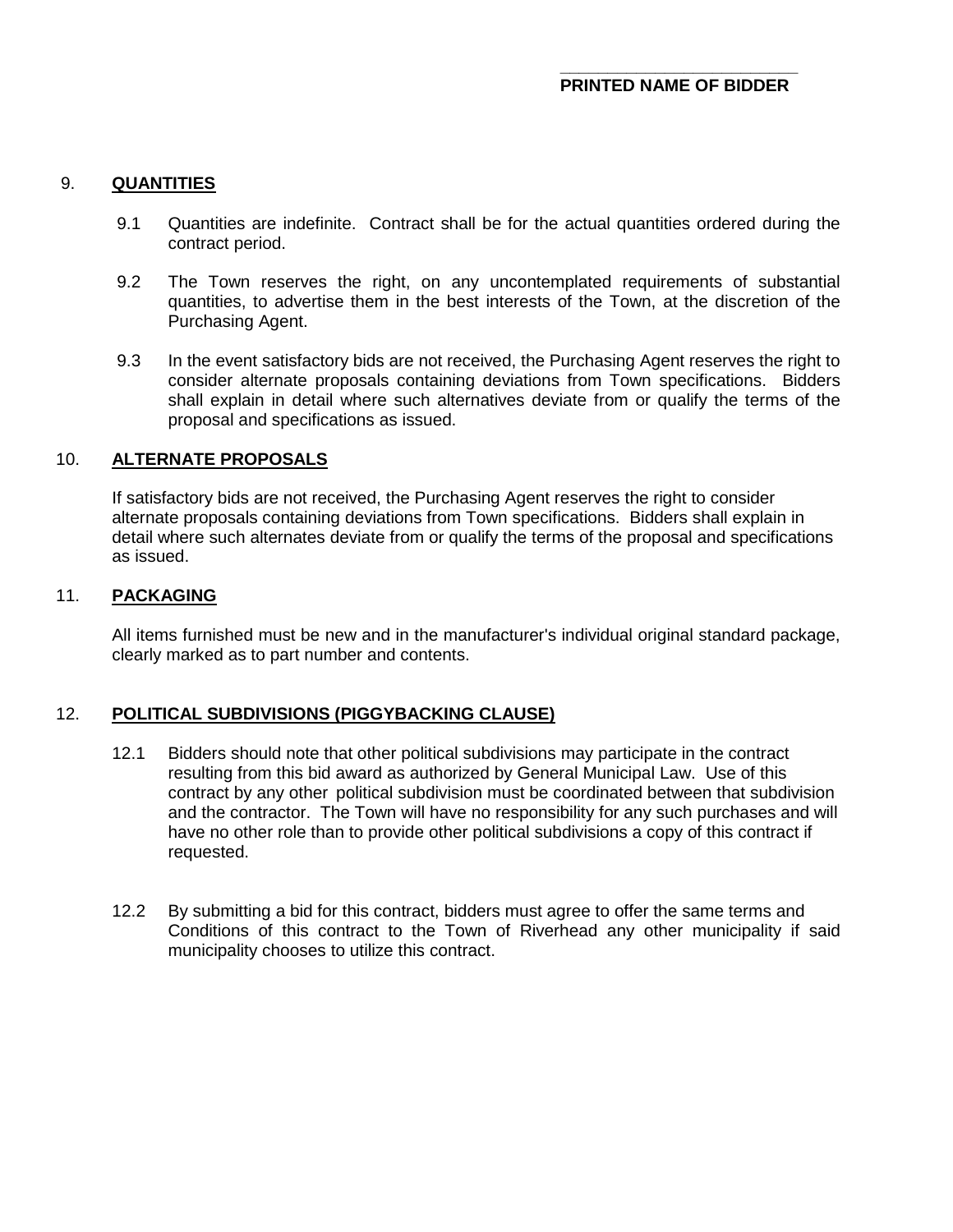\_\_\_\_\_\_\_\_\_\_\_\_\_\_\_\_\_\_\_\_\_\_\_\_\_\_\_

**PRINTED NAME OF BIDDER**

9. **QUANTITIES**

9.1 Quantities are indefinite. Contract shall be for the actual quantities ordered during the contract period.

9.2 The Town reserves the right, on any uncontemplated requirements of substantial quantities, to advertise them in the best interests of the Town, at the discretion of the Purchasing Agent.

9.3 In the event satisfactory bids are not received, the Purchasing Agent reserves the right to consider alternate proposals containing deviations from Town specifications. Bidders shall explain in detail where such alternatives deviate from or qualify the terms of the proposal and specifications as issued.

10. **ALTERNATE PROPOSALS**

If satisfactory bids are not received, the Purchasing Agent reserves the right to consider alternate proposals containing deviations from Town specifications. Bidders shall explain in detail where such alternates deviate from or qualify the terms of the proposal and specifications as issued.

11. **PACKAGING**

All items furnished must be new and in the manufacturer's individual original standard package, clearly marked as to part number and contents.

12. **POLITICAL SUBDIVISIONS (PIGGYBACKING CLAUSE)**

12.1 Bidders should note that other political subdivisions may participate in the contract resulting from this bid award as authorized by General Municipal Law. Use of this contract by any other political subdivision must be coordinated between that subdivision and the contractor. The Town will have no responsibility for any such purchases and will have no other role than to provide other political subdivisions a copy of this contract if requested.

12.2 By submitting a bid for this contract, bidders must agree to offer the same terms and Conditions of this contract to the Town of Riverhead any other municipality if said municipality chooses to utilize this contract.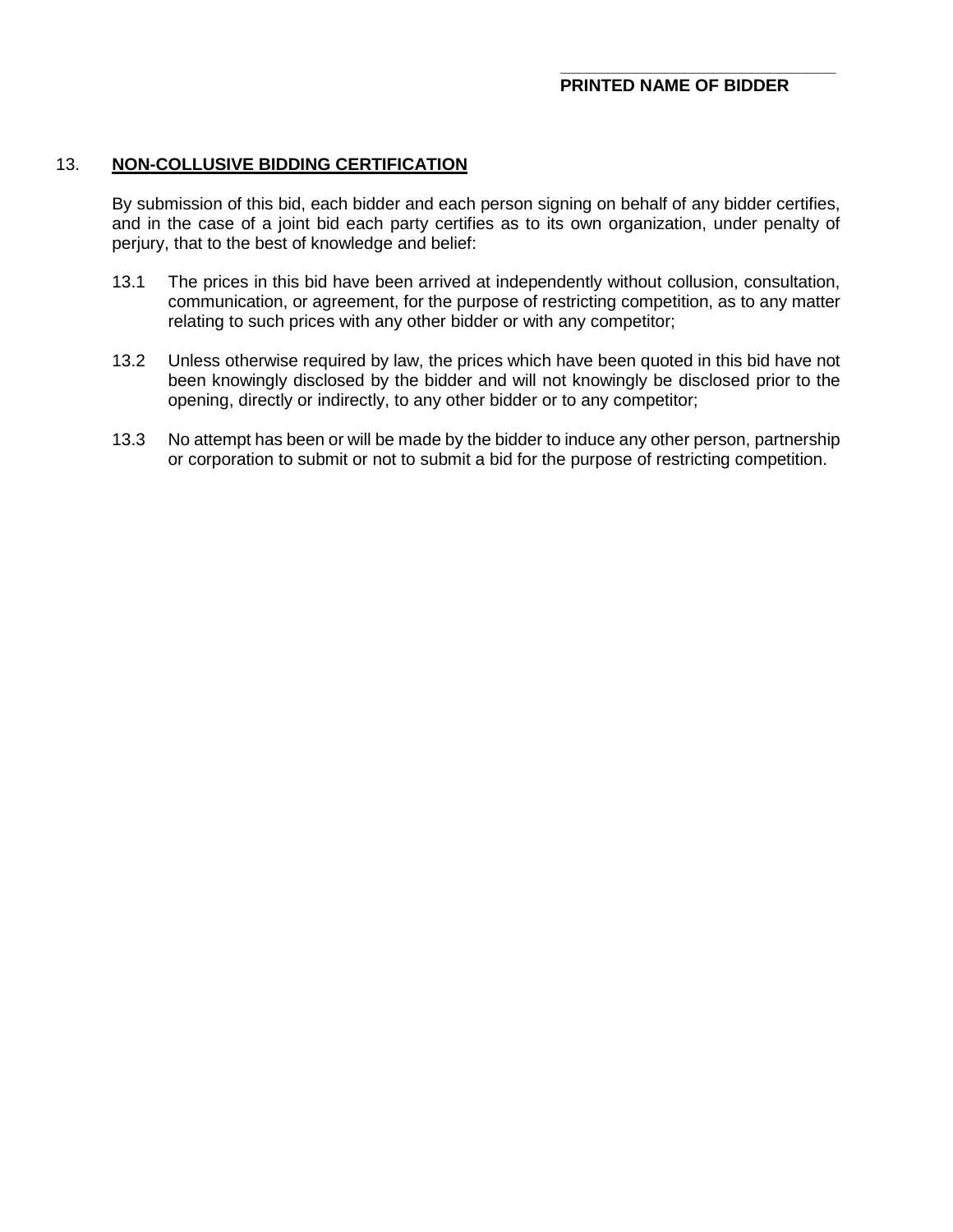\_\_\_\_\_\_\_\_\_\_\_\_\_\_\_\_\_\_\_\_\_\_\_\_\_\_\_\_\_\_
**PRINTED NAME OF BIDDER**

13. **NON-COLLUSIVE BIDDING CERTIFICATION**

By submission of this bid, each bidder and each person signing on behalf of any bidder certifies, and in the case of a joint bid each party certifies as to its own organization, under penalty of perjury, that to the best of knowledge and belief:

13.1 The prices in this bid have been arrived at independently without collusion, consultation, communication, or agreement, for the purpose of restricting competition, as to any matter relating to such prices with any other bidder or with any competitor;

13.2 Unless otherwise required by law, the prices which have been quoted in this bid have not been knowingly disclosed by the bidder and will not knowingly be disclosed prior to the opening, directly or indirectly, to any other bidder or to any competitor;

13.3 No attempt has been or will be made by the bidder to induce any other person, partnership or corporation to submit or not to submit a bid for the purpose of restricting competition.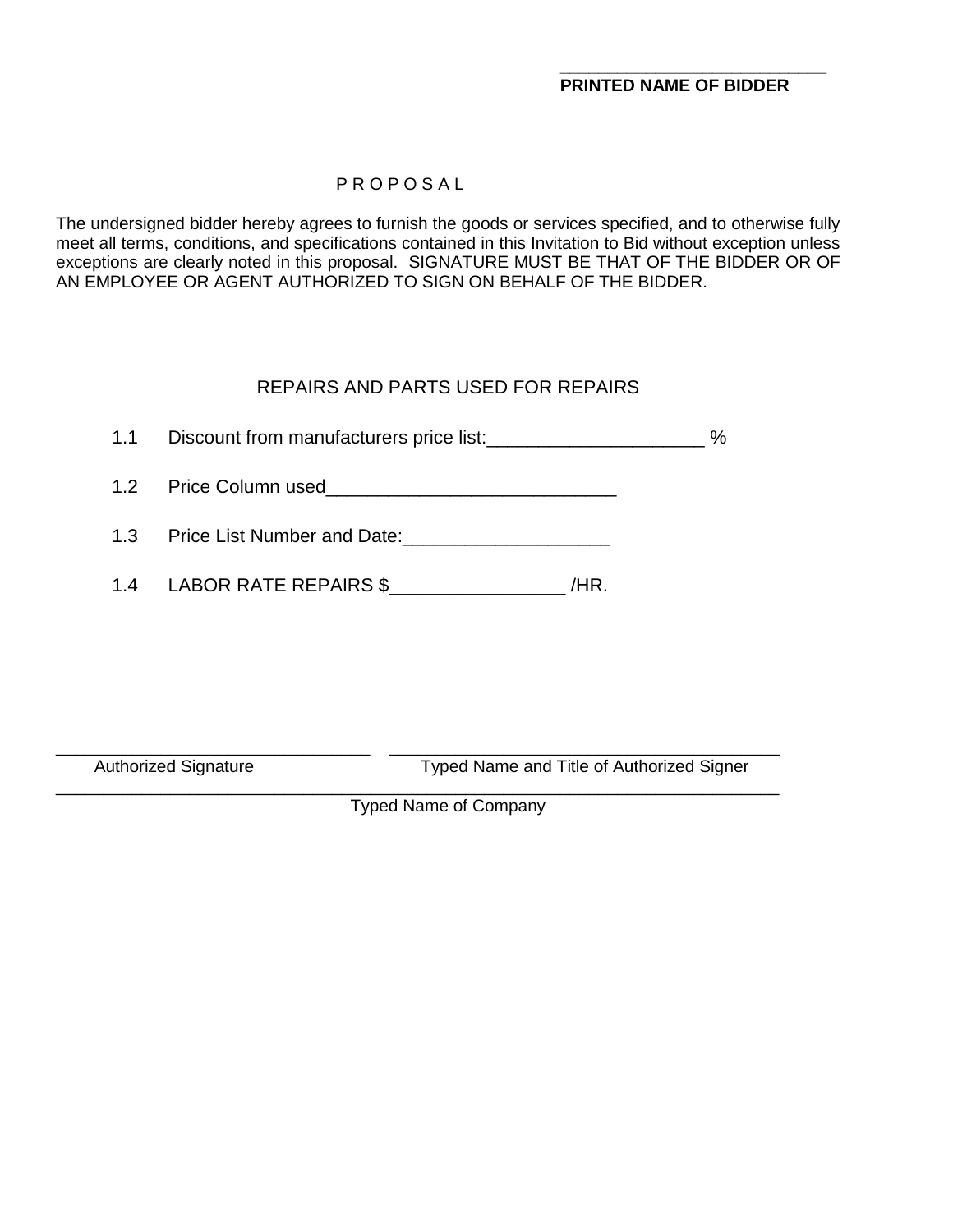_____________________________
**PRINTED NAME OF BIDDER**

P R O P O S A L

The undersigned bidder hereby agrees to furnish the goods or services specified, and to otherwise fully meet all terms, conditions, and specifications contained in this Invitation to Bid without exception unless exceptions are clearly noted in this proposal. SIGNATURE MUST BE THAT OF THE BIDDER OR OF AN EMPLOYEE OR AGENT AUTHORIZED TO SIGN ON BEHALF OF THE BIDDER.

REPAIRS AND PARTS USED FOR REPAIRS

1.1 Discount from manufacturers price list:_____________________ %

1.2 Price Column used____________________________

1.3 Price List Number and Date:____________________

1.4 LABOR RATE REPAIRS $_________________ /HR.

_______________________________ _______________________________________
Authorized Signature Typed Name and Title of Authorized Signer

________________________________________________________________________
Typed Name of Company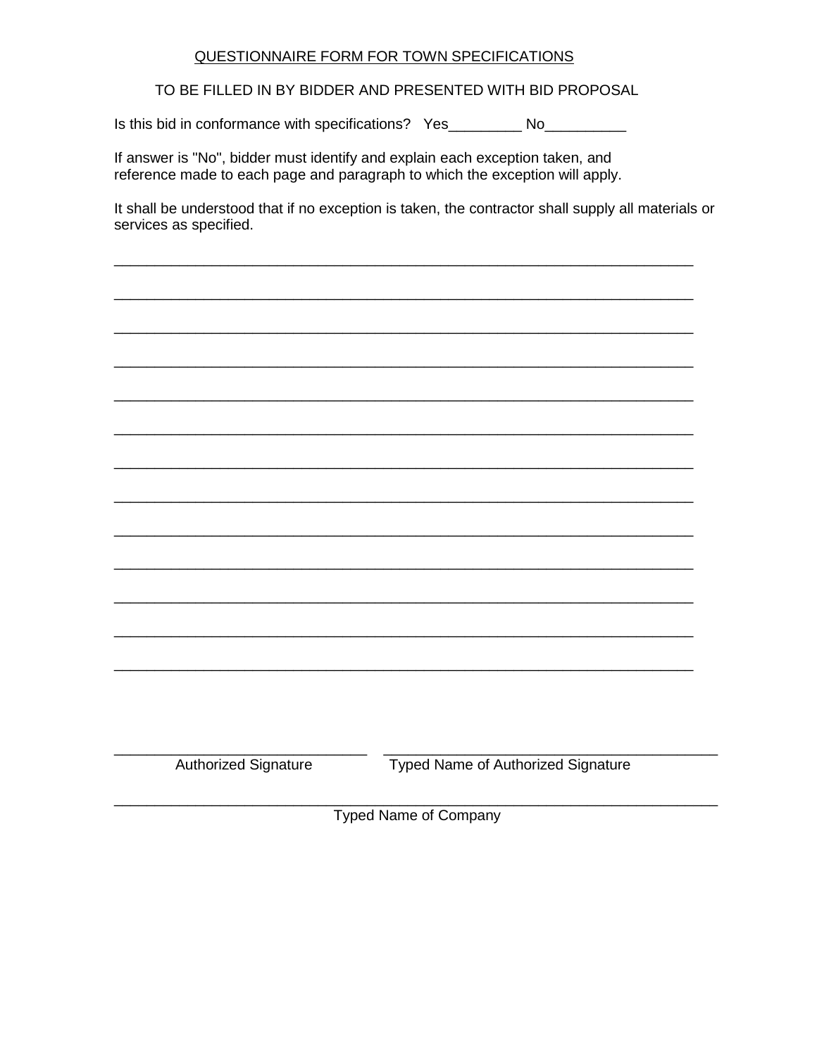QUESTIONNAIRE FORM FOR TOWN SPECIFICATIONS

TO BE FILLED IN BY BIDDER AND PRESENTED WITH BID PROPOSAL

Is this bid in conformance with specifications? Yes_________ No__________

If answer is "No", bidder must identify and explain each exception taken, and reference made to each page and paragraph to which the exception will apply.

It shall be understood that if no exception is taken, the contractor shall supply all materials or services as specified.

_________________________________________________________________________

_________________________________________________________________________

_________________________________________________________________________

_________________________________________________________________________

_________________________________________________________________________

_________________________________________________________________________

_________________________________________________________________________

_________________________________________________________________________

_________________________________________________________________________

_________________________________________________________________________

_________________________________________________________________________

_________________________________________________________________________

_________________________________________________________________________

________________________________ ________________________________________

Authorized Signature Typed Name of Authorized Signature

_________________________________________________________________________

Typed Name of Company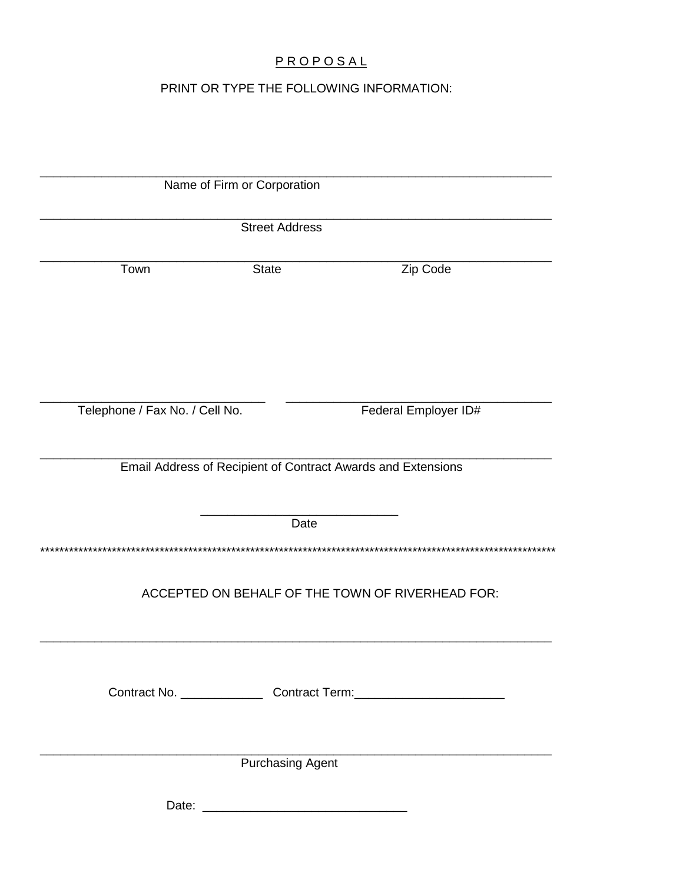# P R O P O S A L

PRINT OR TYPE THE FOLLOWING INFORMATION:

\_\_\_\_\_\_\_\_\_\_\_\_\_\_\_\_\_\_\_\_\_\_\_\_\_\_\_\_\_\_\_\_\_\_\_\_\_\_\_\_\_\_\_\_\_\_\_\_\_\_\_\_\_\_\_\_\_\_\_\_\_\_\_\_\_\_\_\_
Name of Firm or Corporation

\_\_\_\_\_\_\_\_\_\_\_\_\_\_\_\_\_\_\_\_\_\_\_\_\_\_\_\_\_\_\_\_\_\_\_\_\_\_\_\_\_\_\_\_\_\_\_\_\_\_\_\_\_\_\_\_\_\_\_\_\_\_\_\_\_\_\_\_
Street Address

\_\_\_\_\_\_\_\_\_\_\_\_\_\_\_\_\_\_\_\_\_\_\_\_\_\_\_\_\_\_\_\_\_\_\_\_\_\_\_\_\_\_\_\_\_\_\_\_\_\_\_\_\_\_\_\_\_\_\_\_\_\_\_\_\_\_\_\_
Town State Zip Code

\_\_\_\_\_\_\_\_\_\_\_\_\_\_\_\_\_\_\_\_\_\_\_\_\_\_\_\_\_\_\_ \_\_\_\_\_\_\_\_\_\_\_\_\_\_\_\_\_\_\_\_\_\_\_\_\_\_\_\_\_\_\_\_\_\_\_\_\_
Telephone / Fax No. / Cell No. Federal Employer ID#

\_\_\_\_\_\_\_\_\_\_\_\_\_\_\_\_\_\_\_\_\_\_\_\_\_\_\_\_\_\_\_\_\_\_\_\_\_\_\_\_\_\_\_\_\_\_\_\_\_\_\_\_\_\_\_\_\_\_\_\_\_\_\_\_\_\_\_\_
Email Address of Recipient of Contract Awards and Extensions

\_\_\_\_\_\_\_\_\_\_\_\_\_\_\_\_\_\_\_\_\_\_\_\_\_\_\_\_
Date

*****************************************************************************************************************

ACCEPTED ON BEHALF OF THE TOWN OF RIVERHEAD FOR:

\_\_\_\_\_\_\_\_\_\_\_\_\_\_\_\_\_\_\_\_\_\_\_\_\_\_\_\_\_\_\_\_\_\_\_\_\_\_\_\_\_\_\_\_\_\_\_\_\_\_\_\_\_\_\_\_\_\_\_\_\_\_\_\_\_\_\_\_

Contract No. \_\_\_\_\_\_\_\_\_\_\_\_ Contract Term:\_\_\_\_\_\_\_\_\_\_\_\_\_\_\_\_\_\_\_\_\_\_

\_\_\_\_\_\_\_\_\_\_\_\_\_\_\_\_\_\_\_\_\_\_\_\_\_\_\_\_\_\_\_\_\_\_\_\_\_\_\_\_\_\_\_\_\_\_\_\_\_\_\_\_\_\_\_\_\_\_\_\_\_\_\_\_\_\_\_\_
Purchasing Agent

Date: \_\_\_\_\_\_\_\_\_\_\_\_\_\_\_\_\_\_\_\_\_\_\_\_\_\_\_\_\_\_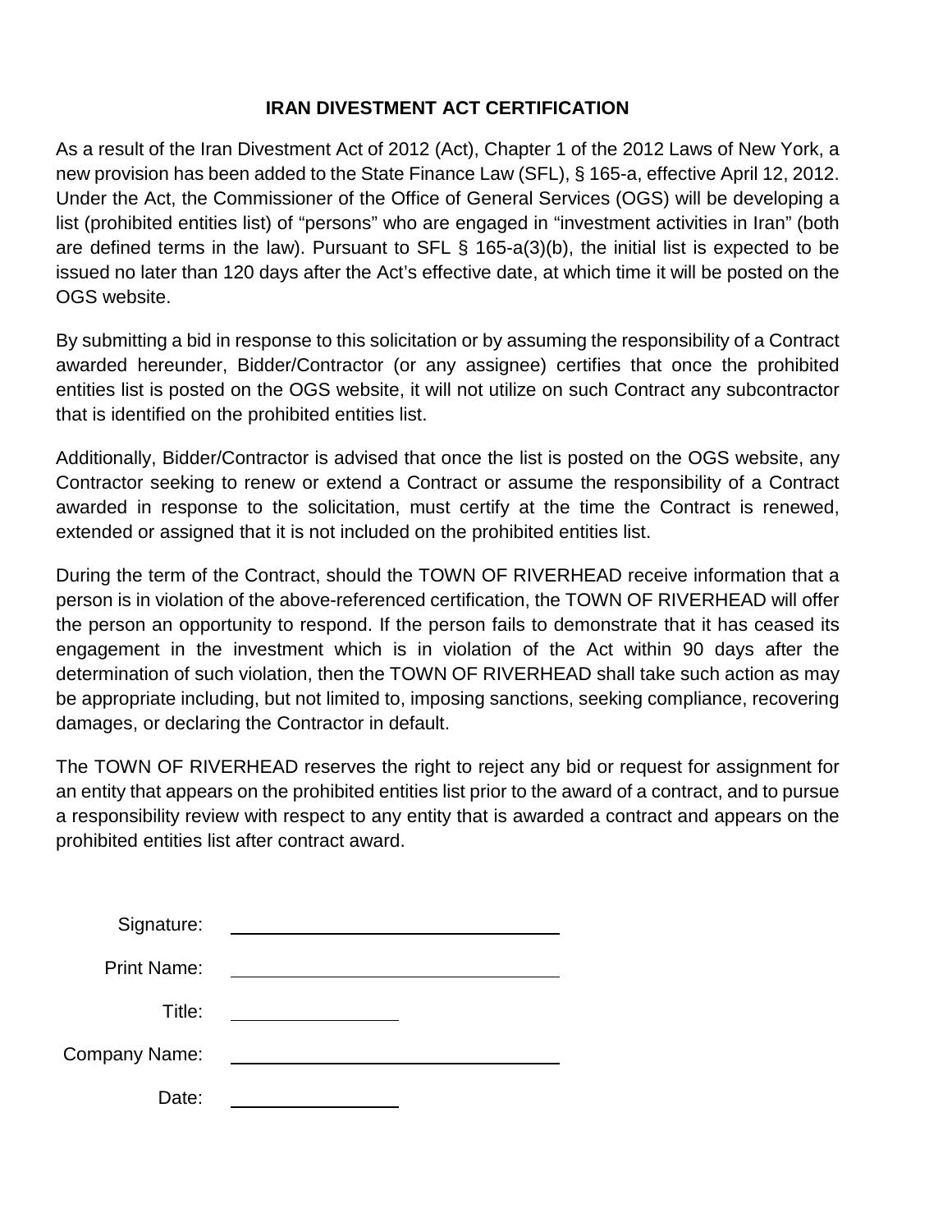## IRAN DIVESTMENT ACT CERTIFICATION

As a result of the Iran Divestment Act of 2012 (Act), Chapter 1 of the 2012 Laws of New York, a new provision has been added to the State Finance Law (SFL), § 165-a, effective April 12, 2012. Under the Act, the Commissioner of the Office of General Services (OGS) will be developing a list (prohibited entities list) of “persons” who are engaged in “investment activities in Iran” (both are defined terms in the law). Pursuant to SFL § 165-a(3)(b), the initial list is expected to be issued no later than 120 days after the Act’s effective date, at which time it will be posted on the OGS website.

By submitting a bid in response to this solicitation or by assuming the responsibility of a Contract awarded hereunder, Bidder/Contractor (or any assignee) certifies that once the prohibited entities list is posted on the OGS website, it will not utilize on such Contract any subcontractor that is identified on the prohibited entities list.

Additionally, Bidder/Contractor is advised that once the list is posted on the OGS website, any Contractor seeking to renew or extend a Contract or assume the responsibility of a Contract awarded in response to the solicitation, must certify at the time the Contract is renewed, extended or assigned that it is not included on the prohibited entities list.

During the term of the Contract, should the TOWN OF RIVERHEAD receive information that a person is in violation of the above-referenced certification, the TOWN OF RIVERHEAD will offer the person an opportunity to respond. If the person fails to demonstrate that it has ceased its engagement in the investment which is in violation of the Act within 90 days after the determination of such violation, then the TOWN OF RIVERHEAD shall take such action as may be appropriate including, but not limited to, imposing sanctions, seeking compliance, recovering damages, or declaring the Contractor in default.

The TOWN OF RIVERHEAD reserves the right to reject any bid or request for assignment for an entity that appears on the prohibited entities list prior to the award of a contract, and to pursue a responsibility review with respect to any entity that is awarded a contract and appears on the prohibited entities list after contract award.

Signature: ______________________________

Print Name: ______________________________

Title: ________________

Company Name: ______________________________

Date: ________________